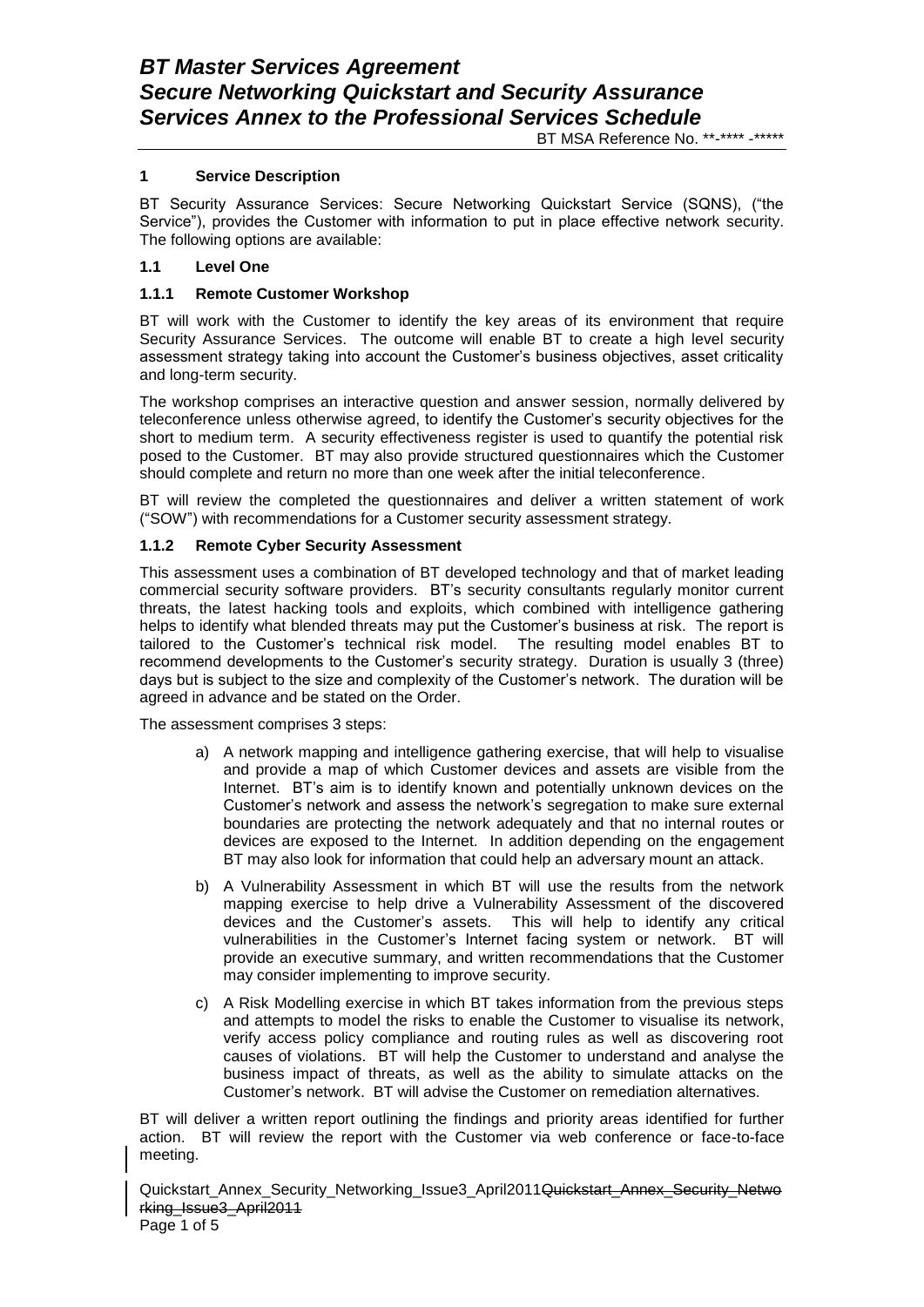# BT Master Services Agreement
# Secure Networking Quickstart and Security Assurance Services Annex to the Professional Services Schedule

BT MSA Reference No. **-**** -*****

## 1 Service Description

BT Security Assurance Services: Secure Networking Quickstart Service (SQNS), ("the Service"), provides the Customer with information to put in place effective network security. The following options are available:

### 1.1 Level One

#### 1.1.1 Remote Customer Workshop

BT will work with the Customer to identify the key areas of its environment that require Security Assurance Services. The outcome will enable BT to create a high level security assessment strategy taking into account the Customer's business objectives, asset criticality and long-term security.

The workshop comprises an interactive question and answer session, normally delivered by teleconference unless otherwise agreed, to identify the Customer's security objectives for the short to medium term. A security effectiveness register is used to quantify the potential risk posed to the Customer. BT may also provide structured questionnaires which the Customer should complete and return no more than one week after the initial teleconference.

BT will review the completed the questionnaires and deliver a written statement of work ("SOW") with recommendations for a Customer security assessment strategy.

#### 1.1.2 Remote Cyber Security Assessment

This assessment uses a combination of BT developed technology and that of market leading commercial security software providers. BT's security consultants regularly monitor current threats, the latest hacking tools and exploits, which combined with intelligence gathering helps to identify what blended threats may put the Customer's business at risk. The report is tailored to the Customer's technical risk model. The resulting model enables BT to recommend developments to the Customer's security strategy. Duration is usually 3 (three) days but is subject to the size and complexity of the Customer's network. The duration will be agreed in advance and be stated on the Order.

The assessment comprises 3 steps:

a) A network mapping and intelligence gathering exercise, that will help to visualise and provide a map of which Customer devices and assets are visible from the Internet. BT's aim is to identify known and potentially unknown devices on the Customer's network and assess the network's segregation to make sure external boundaries are protecting the network adequately and that no internal routes or devices are exposed to the Internet. In addition depending on the engagement BT may also look for information that could help an adversary mount an attack.

b) A Vulnerability Assessment in which BT will use the results from the network mapping exercise to help drive a Vulnerability Assessment of the discovered devices and the Customer's assets. This will help to identify any critical vulnerabilities in the Customer's Internet facing system or network. BT will provide an executive summary, and written recommendations that the Customer may consider implementing to improve security.

c) A Risk Modelling exercise in which BT takes information from the previous steps and attempts to model the risks to enable the Customer to visualise its network, verify access policy compliance and routing rules as well as discovering root causes of violations. BT will help the Customer to understand and analyse the business impact of threats, as well as the ability to simulate attacks on the Customer's network. BT will advise the Customer on remediation alternatives.

BT will deliver a written report outlining the findings and priority areas identified for further action. BT will review the report with the Customer via web conference or face-to-face meeting.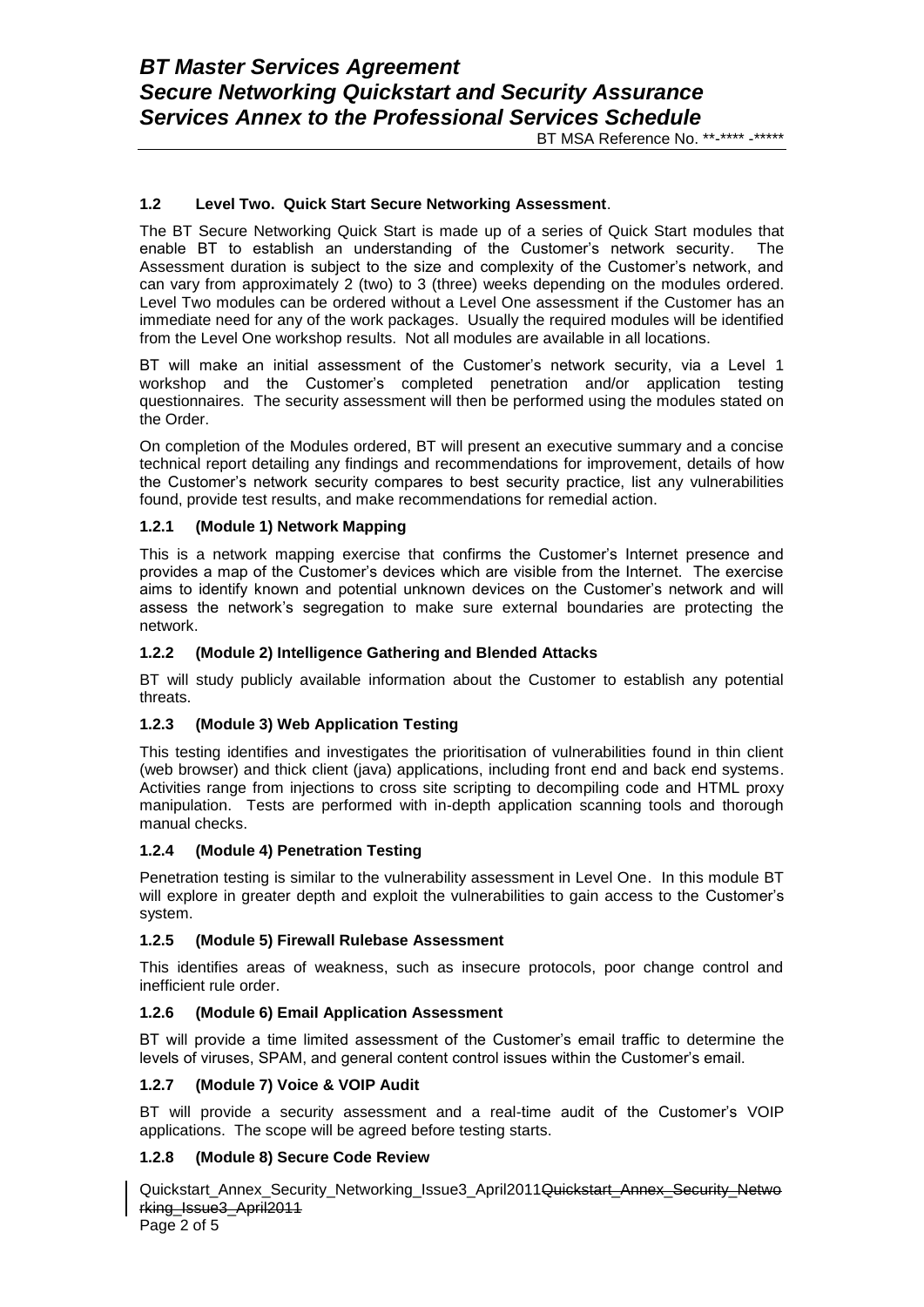### 1.2 Level Two. Quick Start Secure Networking Assessment.

The BT Secure Networking Quick Start is made up of a series of Quick Start modules that enable BT to establish an understanding of the Customer's network security. The Assessment duration is subject to the size and complexity of the Customer's network, and can vary from approximately 2 (two) to 3 (three) weeks depending on the modules ordered. Level Two modules can be ordered without a Level One assessment if the Customer has an immediate need for any of the work packages. Usually the required modules will be identified from the Level One workshop results. Not all modules are available in all locations.

BT will make an initial assessment of the Customer's network security, via a Level 1 workshop and the Customer's completed penetration and/or application testing questionnaires. The security assessment will then be performed using the modules stated on the Order.

On completion of the Modules ordered, BT will present an executive summary and a concise technical report detailing any findings and recommendations for improvement, details of how the Customer's network security compares to best security practice, list any vulnerabilities found, provide test results, and make recommendations for remedial action.

#### 1.2.1 (Module 1) Network Mapping

This is a network mapping exercise that confirms the Customer's Internet presence and provides a map of the Customer's devices which are visible from the Internet. The exercise aims to identify known and potential unknown devices on the Customer's network and will assess the network's segregation to make sure external boundaries are protecting the network.

#### 1.2.2 (Module 2) Intelligence Gathering and Blended Attacks

BT will study publicly available information about the Customer to establish any potential threats.

#### 1.2.3 (Module 3) Web Application Testing

This testing identifies and investigates the prioritisation of vulnerabilities found in thin client (web browser) and thick client (java) applications, including front end and back end systems. Activities range from injections to cross site scripting to decompiling code and HTML proxy manipulation. Tests are performed with in-depth application scanning tools and thorough manual checks.

#### 1.2.4 (Module 4) Penetration Testing

Penetration testing is similar to the vulnerability assessment in Level One. In this module BT will explore in greater depth and exploit the vulnerabilities to gain access to the Customer's system.

#### 1.2.5 (Module 5) Firewall Rulebase Assessment

This identifies areas of weakness, such as insecure protocols, poor change control and inefficient rule order.

#### 1.2.6 (Module 6) Email Application Assessment

BT will provide a time limited assessment of the Customer's email traffic to determine the levels of viruses, SPAM, and general content control issues within the Customer's email.

#### 1.2.7 (Module 7) Voice & VOIP Audit

BT will provide a security assessment and a real-time audit of the Customer's VOIP applications. The scope will be agreed before testing starts.

#### 1.2.8 (Module 8) Secure Code Review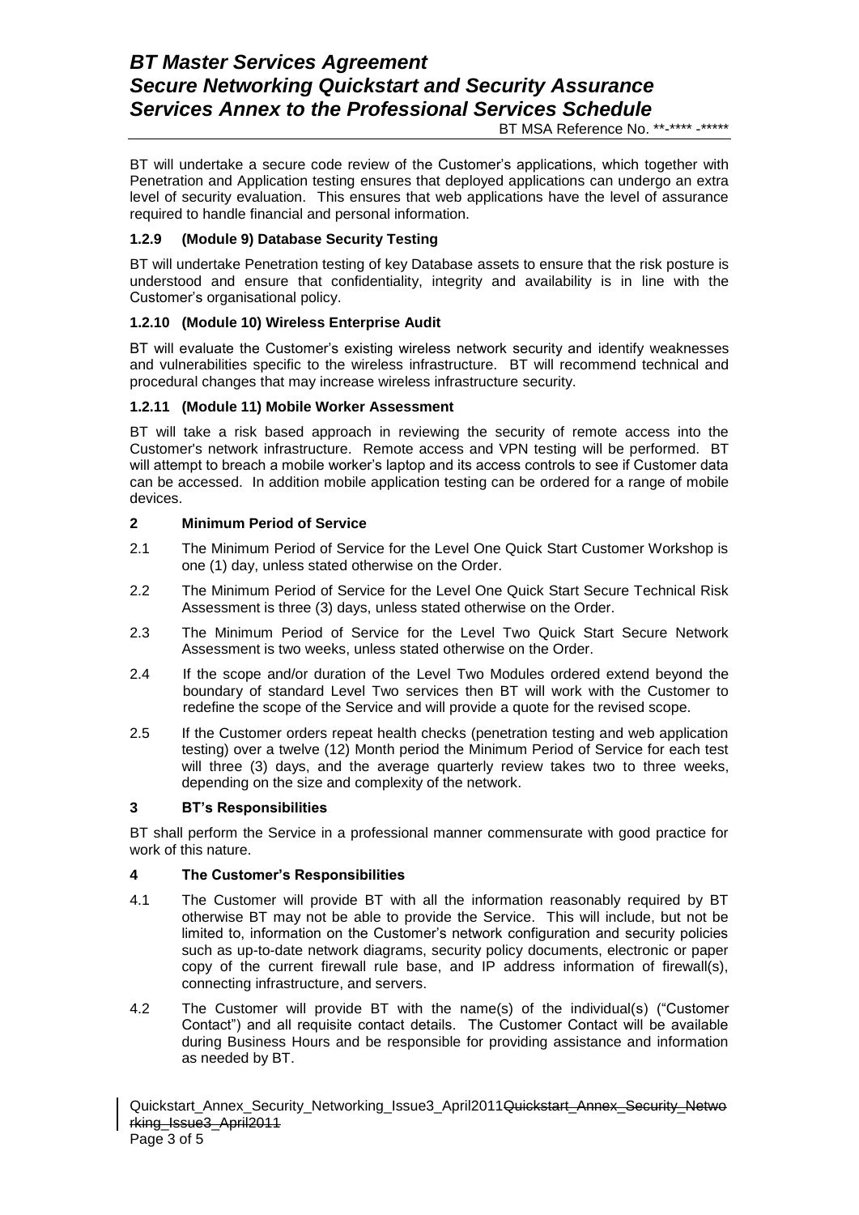BT will undertake a secure code review of the Customer's applications, which together with Penetration and Application testing ensures that deployed applications can undergo an extra level of security evaluation. This ensures that web applications have the level of assurance required to handle financial and personal information.

### 1.2.9 (Module 9) Database Security Testing

BT will undertake Penetration testing of key Database assets to ensure that the risk posture is understood and ensure that confidentiality, integrity and availability is in line with the Customer's organisational policy.

### 1.2.10 (Module 10) Wireless Enterprise Audit

BT will evaluate the Customer's existing wireless network security and identify weaknesses and vulnerabilities specific to the wireless infrastructure. BT will recommend technical and procedural changes that may increase wireless infrastructure security.

### 1.2.11 (Module 11) Mobile Worker Assessment

BT will take a risk based approach in reviewing the security of remote access into the Customer's network infrastructure. Remote access and VPN testing will be performed. BT will attempt to breach a mobile worker's laptop and its access controls to see if Customer data can be accessed. In addition mobile application testing can be ordered for a range of mobile devices.

## 2 Minimum Period of Service

2.1 The Minimum Period of Service for the Level One Quick Start Customer Workshop is one (1) day, unless stated otherwise on the Order.

2.2 The Minimum Period of Service for the Level One Quick Start Secure Technical Risk Assessment is three (3) days, unless stated otherwise on the Order.

2.3 The Minimum Period of Service for the Level Two Quick Start Secure Network Assessment is two weeks, unless stated otherwise on the Order.

2.4 If the scope and/or duration of the Level Two Modules ordered extend beyond the boundary of standard Level Two services then BT will work with the Customer to redefine the scope of the Service and will provide a quote for the revised scope.

2.5 If the Customer orders repeat health checks (penetration testing and web application testing) over a twelve (12) Month period the Minimum Period of Service for each test will three (3) days, and the average quarterly review takes two to three weeks, depending on the size and complexity of the network.

## 3 BT's Responsibilities

BT shall perform the Service in a professional manner commensurate with good practice for work of this nature.

## 4 The Customer's Responsibilities

4.1 The Customer will provide BT with all the information reasonably required by BT otherwise BT may not be able to provide the Service. This will include, but not be limited to, information on the Customer's network configuration and security policies such as up-to-date network diagrams, security policy documents, electronic or paper copy of the current firewall rule base, and IP address information of firewall(s), connecting infrastructure, and servers.

4.2 The Customer will provide BT with the name(s) of the individual(s) ("Customer Contact") and all requisite contact details. The Customer Contact will be available during Business Hours and be responsible for providing assistance and information as needed by BT.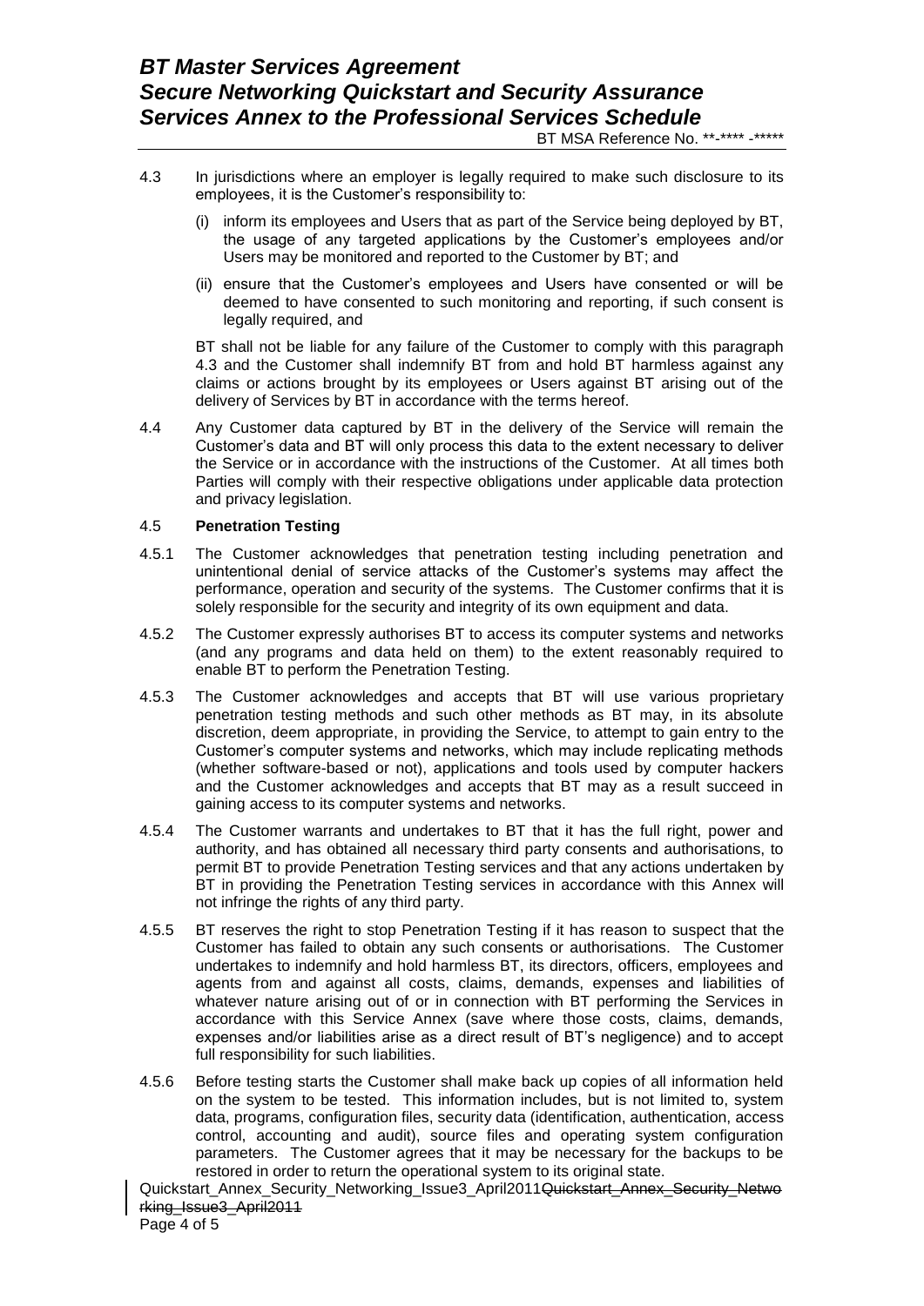4.3 In jurisdictions where an employer is legally required to make such disclosure to its employees, it is the Customer's responsibility to:

(i) inform its employees and Users that as part of the Service being deployed by BT, the usage of any targeted applications by the Customer's employees and/or Users may be monitored and reported to the Customer by BT; and

(ii) ensure that the Customer's employees and Users have consented or will be deemed to have consented to such monitoring and reporting, if such consent is legally required, and

BT shall not be liable for any failure of the Customer to comply with this paragraph 4.3 and the Customer shall indemnify BT from and hold BT harmless against any claims or actions brought by its employees or Users against BT arising out of the delivery of Services by BT in accordance with the terms hereof.

4.4 Any Customer data captured by BT in the delivery of the Service will remain the Customer's data and BT will only process this data to the extent necessary to deliver the Service or in accordance with the instructions of the Customer. At all times both Parties will comply with their respective obligations under applicable data protection and privacy legislation.

4.5 **Penetration Testing**

4.5.1 The Customer acknowledges that penetration testing including penetration and unintentional denial of service attacks of the Customer's systems may affect the performance, operation and security of the systems. The Customer confirms that it is solely responsible for the security and integrity of its own equipment and data.

4.5.2 The Customer expressly authorises BT to access its computer systems and networks (and any programs and data held on them) to the extent reasonably required to enable BT to perform the Penetration Testing.

4.5.3 The Customer acknowledges and accepts that BT will use various proprietary penetration testing methods and such other methods as BT may, in its absolute discretion, deem appropriate, in providing the Service, to attempt to gain entry to the Customer's computer systems and networks, which may include replicating methods (whether software-based or not), applications and tools used by computer hackers and the Customer acknowledges and accepts that BT may as a result succeed in gaining access to its computer systems and networks.

4.5.4 The Customer warrants and undertakes to BT that it has the full right, power and authority, and has obtained all necessary third party consents and authorisations, to permit BT to provide Penetration Testing services and that any actions undertaken by BT in providing the Penetration Testing services in accordance with this Annex will not infringe the rights of any third party.

4.5.5 BT reserves the right to stop Penetration Testing if it has reason to suspect that the Customer has failed to obtain any such consents or authorisations. The Customer undertakes to indemnify and hold harmless BT, its directors, officers, employees and agents from and against all costs, claims, demands, expenses and liabilities of whatever nature arising out of or in connection with BT performing the Services in accordance with this Service Annex (save where those costs, claims, demands, expenses and/or liabilities arise as a direct result of BT's negligence) and to accept full responsibility for such liabilities.

4.5.6 Before testing starts the Customer shall make back up copies of all information held on the system to be tested. This information includes, but is not limited to, system data, programs, configuration files, security data (identification, authentication, access control, accounting and audit), source files and operating system configuration parameters. The Customer agrees that it may be necessary for the backups to be restored in order to return the operational system to its original state.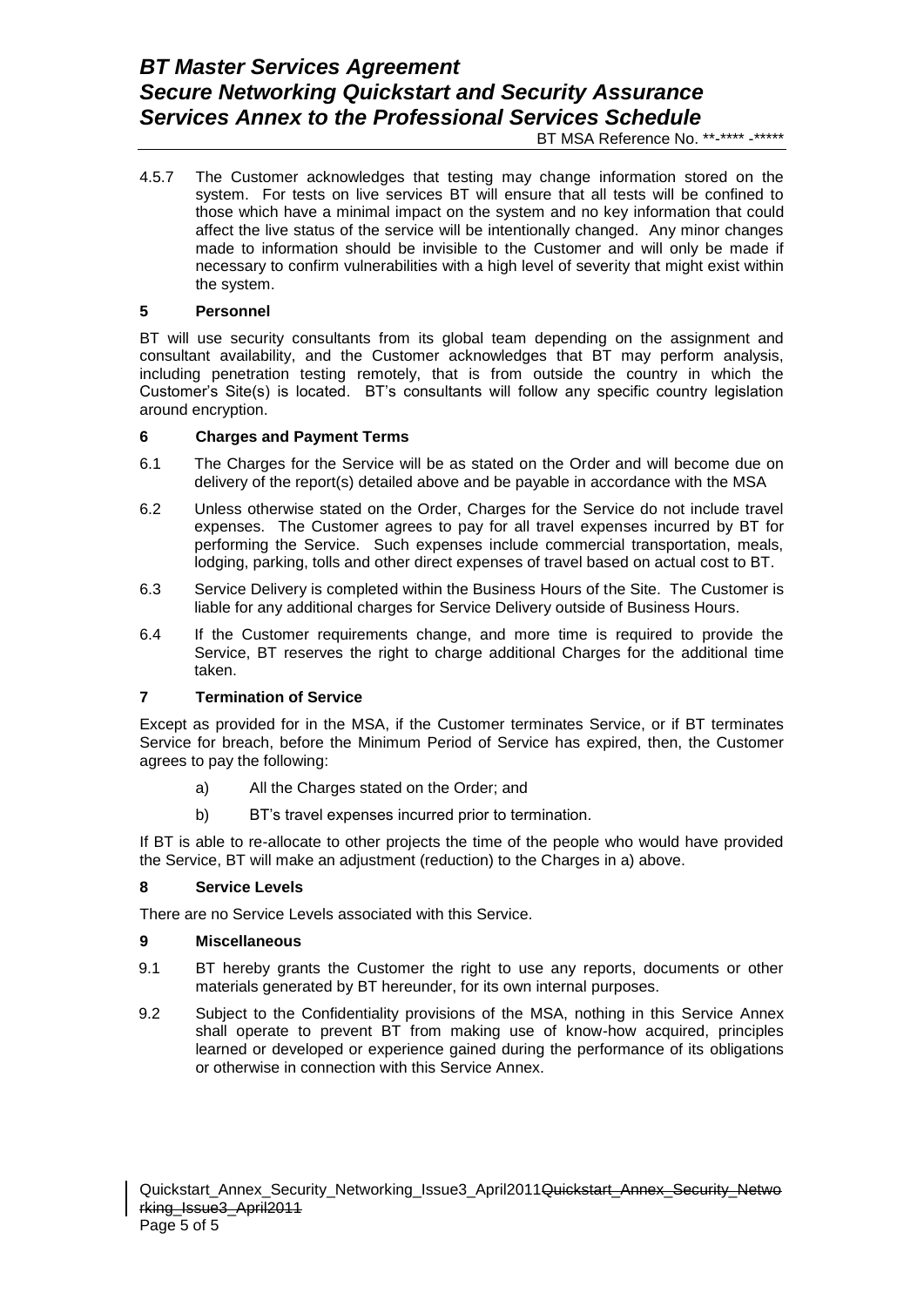4.5.7 The Customer acknowledges that testing may change information stored on the system. For tests on live services BT will ensure that all tests will be confined to those which have a minimal impact on the system and no key information that could affect the live status of the service will be intentionally changed. Any minor changes made to information should be invisible to the Customer and will only be made if necessary to confirm vulnerabilities with a high level of severity that might exist within the system.

### 5 Personnel

BT will use security consultants from its global team depending on the assignment and consultant availability, and the Customer acknowledges that BT may perform analysis, including penetration testing remotely, that is from outside the country in which the Customer's Site(s) is located. BT's consultants will follow any specific country legislation around encryption.

### 6 Charges and Payment Terms

6.1 The Charges for the Service will be as stated on the Order and will become due on delivery of the report(s) detailed above and be payable in accordance with the MSA

6.2 Unless otherwise stated on the Order, Charges for the Service do not include travel expenses. The Customer agrees to pay for all travel expenses incurred by BT for performing the Service. Such expenses include commercial transportation, meals, lodging, parking, tolls and other direct expenses of travel based on actual cost to BT.

6.3 Service Delivery is completed within the Business Hours of the Site. The Customer is liable for any additional charges for Service Delivery outside of Business Hours.

6.4 If the Customer requirements change, and more time is required to provide the Service, BT reserves the right to charge additional Charges for the additional time taken.

### 7 Termination of Service

Except as provided for in the MSA, if the Customer terminates Service, or if BT terminates Service for breach, before the Minimum Period of Service has expired, then, the Customer agrees to pay the following:

a) All the Charges stated on the Order; and

b) BT's travel expenses incurred prior to termination.

If BT is able to re-allocate to other projects the time of the people who would have provided the Service, BT will make an adjustment (reduction) to the Charges in a) above.

### 8 Service Levels

There are no Service Levels associated with this Service.

### 9 Miscellaneous

9.1 BT hereby grants the Customer the right to use any reports, documents or other materials generated by BT hereunder, for its own internal purposes.

9.2 Subject to the Confidentiality provisions of the MSA, nothing in this Service Annex shall operate to prevent BT from making use of know-how acquired, principles learned or developed or experience gained during the performance of its obligations or otherwise in connection with this Service Annex.